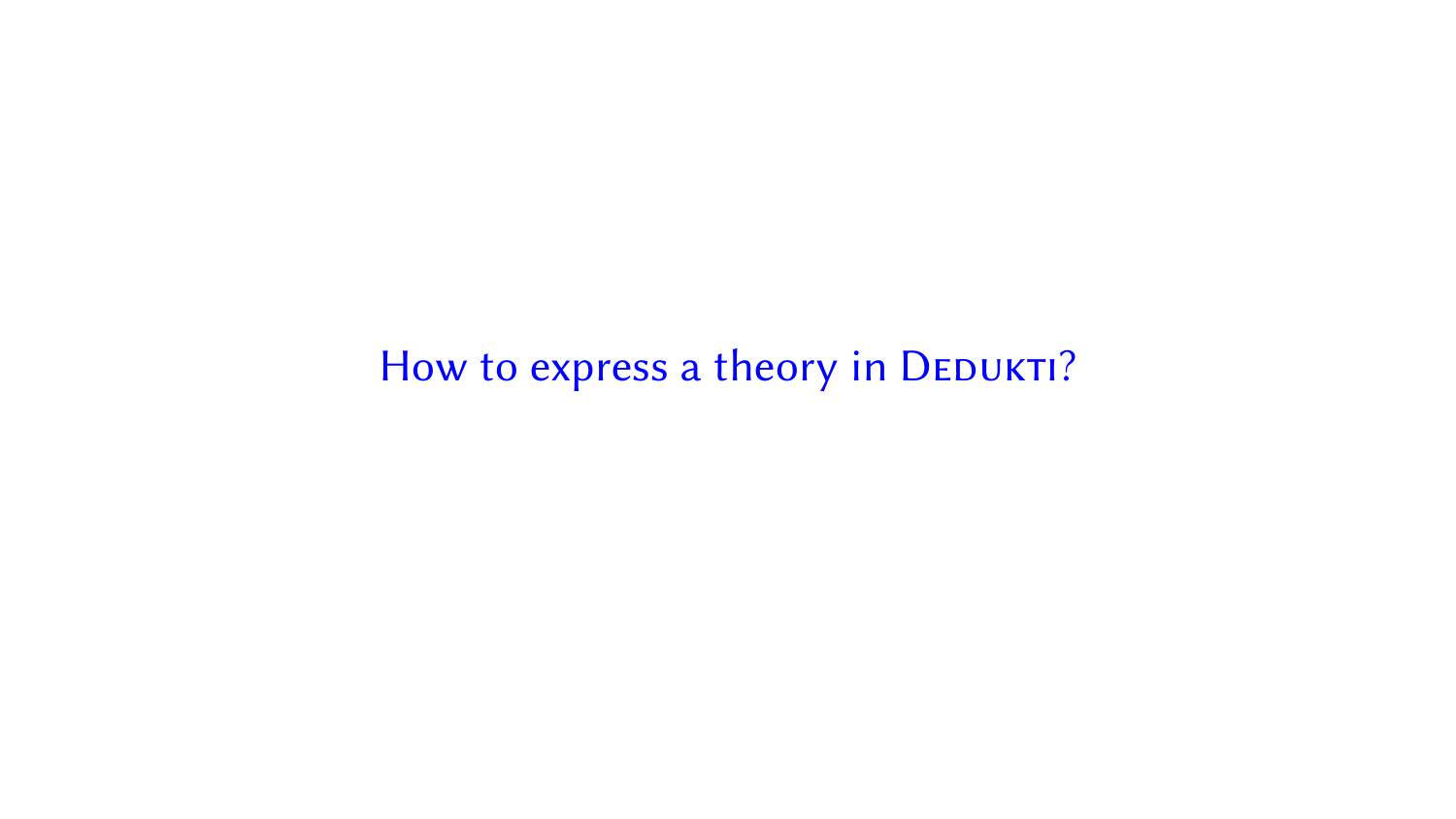# How to express a theory in Dedukti?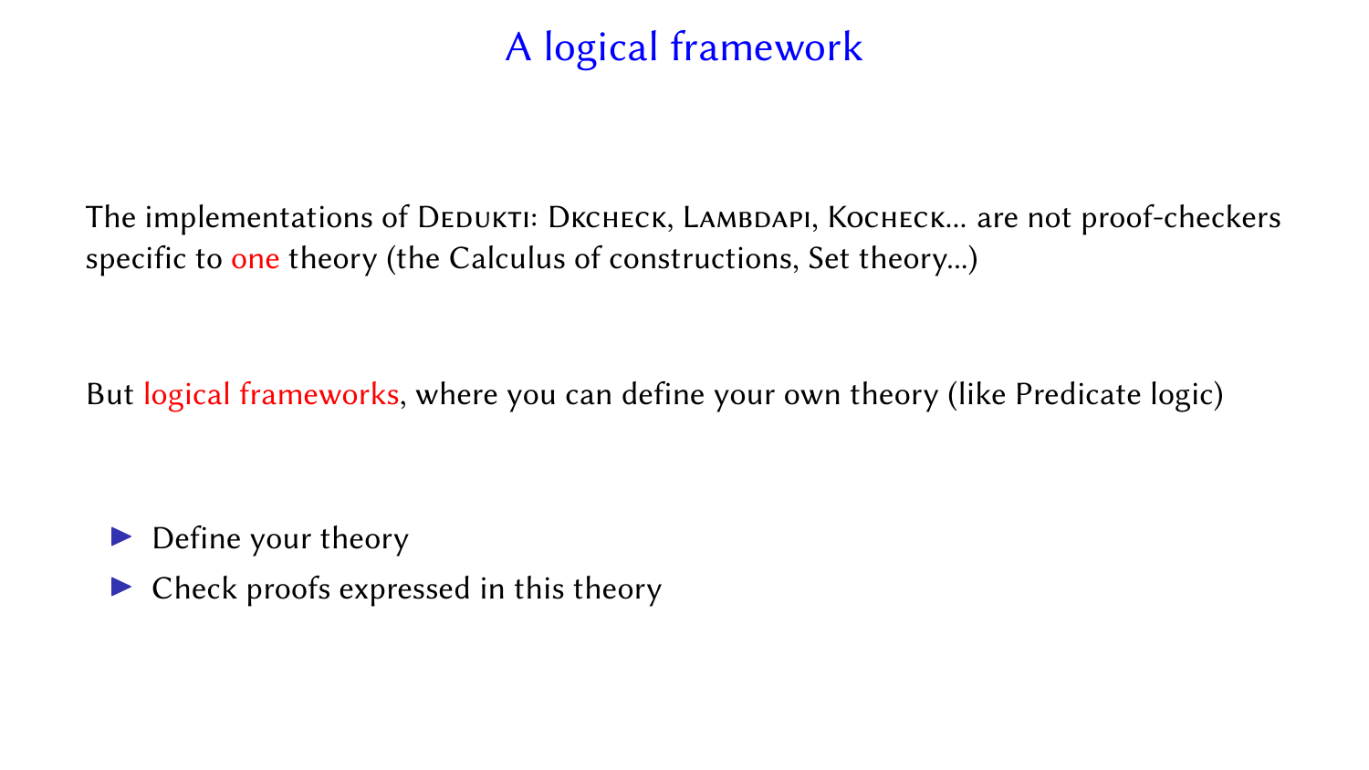# A logical framework

The implementations of Dedukti: Dkcheck, Lambdapi, Kocheck... are not proof-checkers specific to one theory (the Calculus of constructions, Set theory...)

But logical frameworks, where you can define your own theory (like Predicate logic)

- Define your theory
- Check proofs expressed in this theory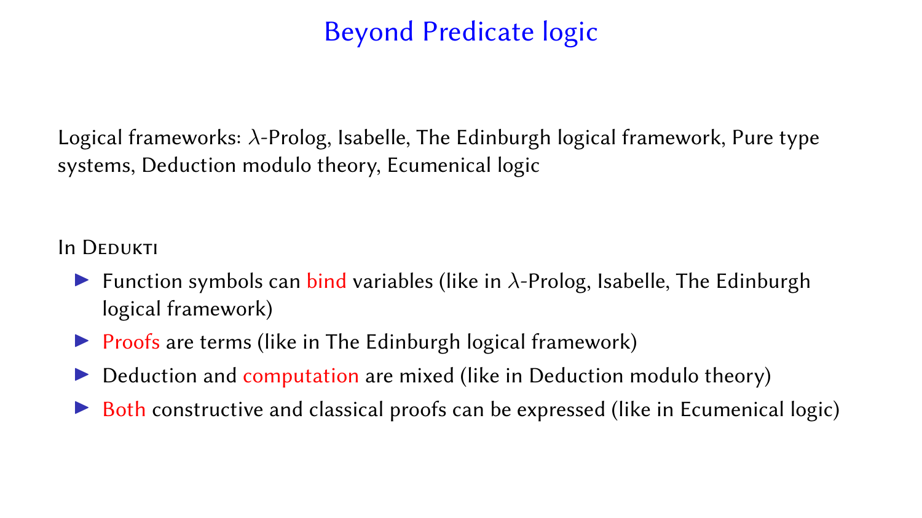# Beyond Predicate logic

Logical frameworks: $\lambda$-Prolog, Isabelle, The Edinburgh logical framework, Pure type systems, Deduction modulo theory, Ecumenical logic

In Dedukti

- Function symbols can bind variables (like in $\lambda$-Prolog, Isabelle, The Edinburgh logical framework)
- Proofs are terms (like in The Edinburgh logical framework)
- Deduction and computation are mixed (like in Deduction modulo theory)
- Both constructive and classical proofs can be expressed (like in Ecumenical logic)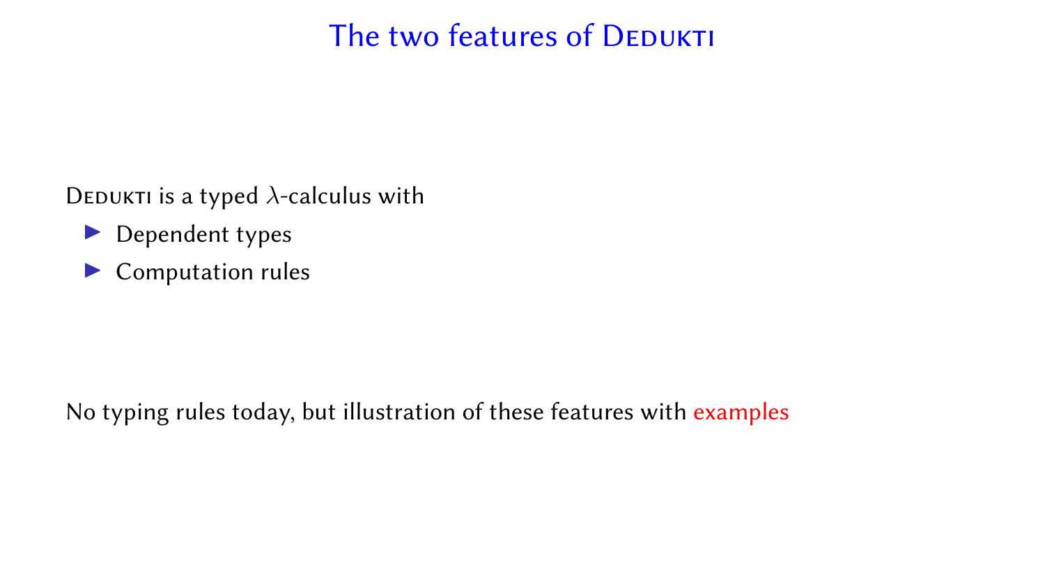# The two features of Dedukti

Dedukti is a typed $\lambda$-calculus with

- Dependent types
- Computation rules

No typing rules today, but illustration of these features with examples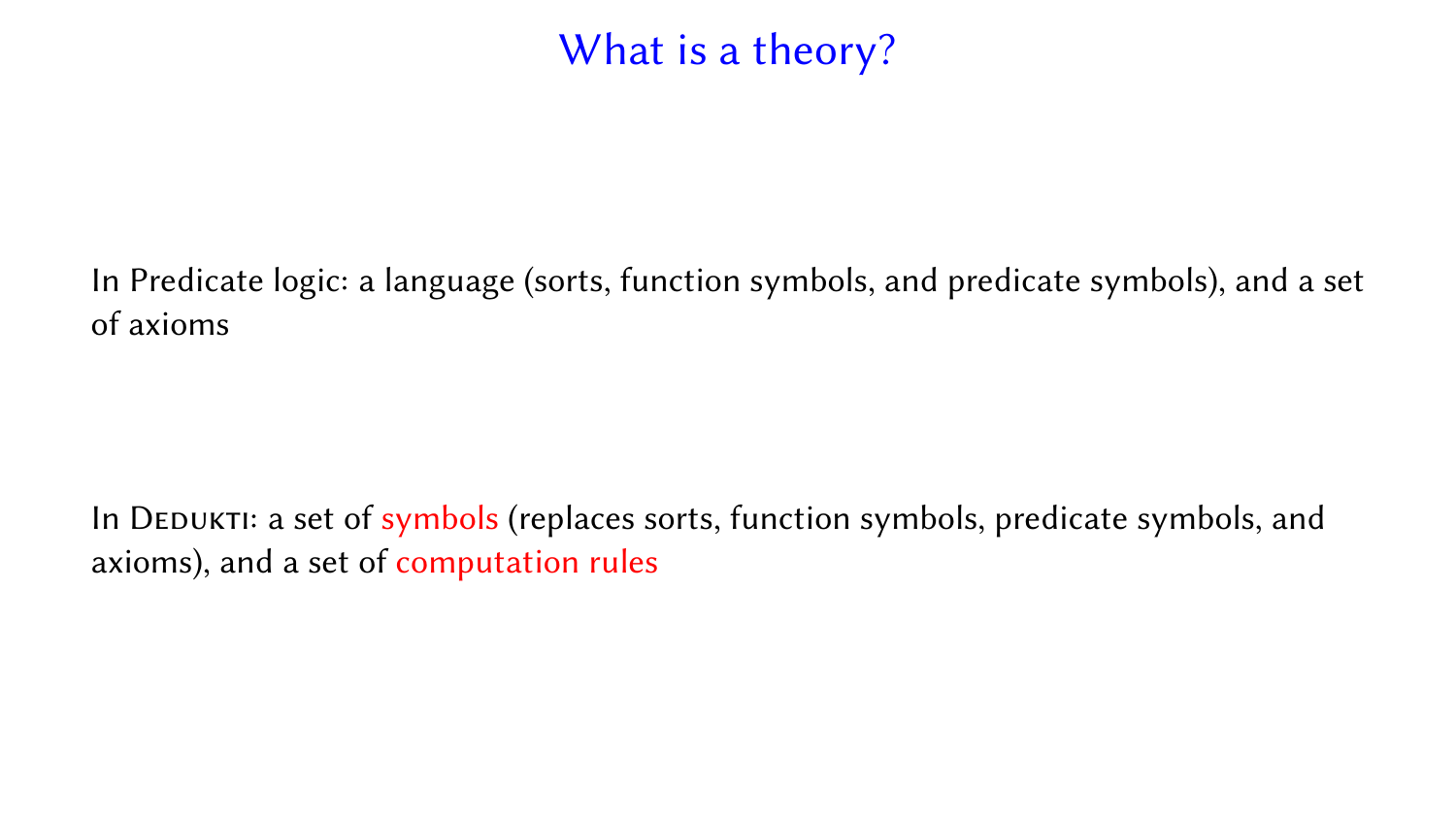# What is a theory?

In Predicate logic: a language (sorts, function symbols, and predicate symbols), and a set of axioms

In Dedukti: a set of symbols (replaces sorts, function symbols, predicate symbols, and axioms), and a set of computation rules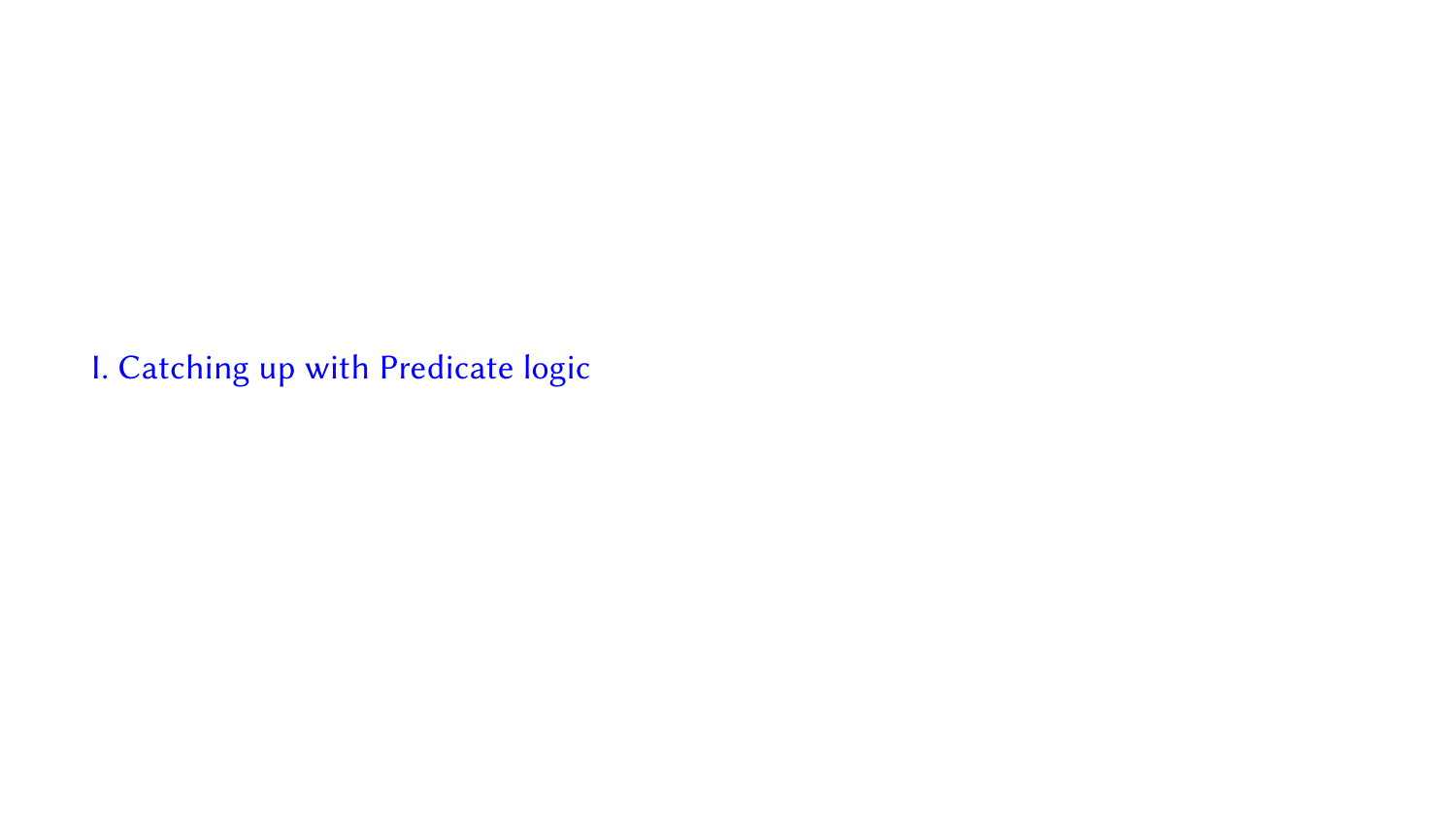# I. Catching up with Predicate logic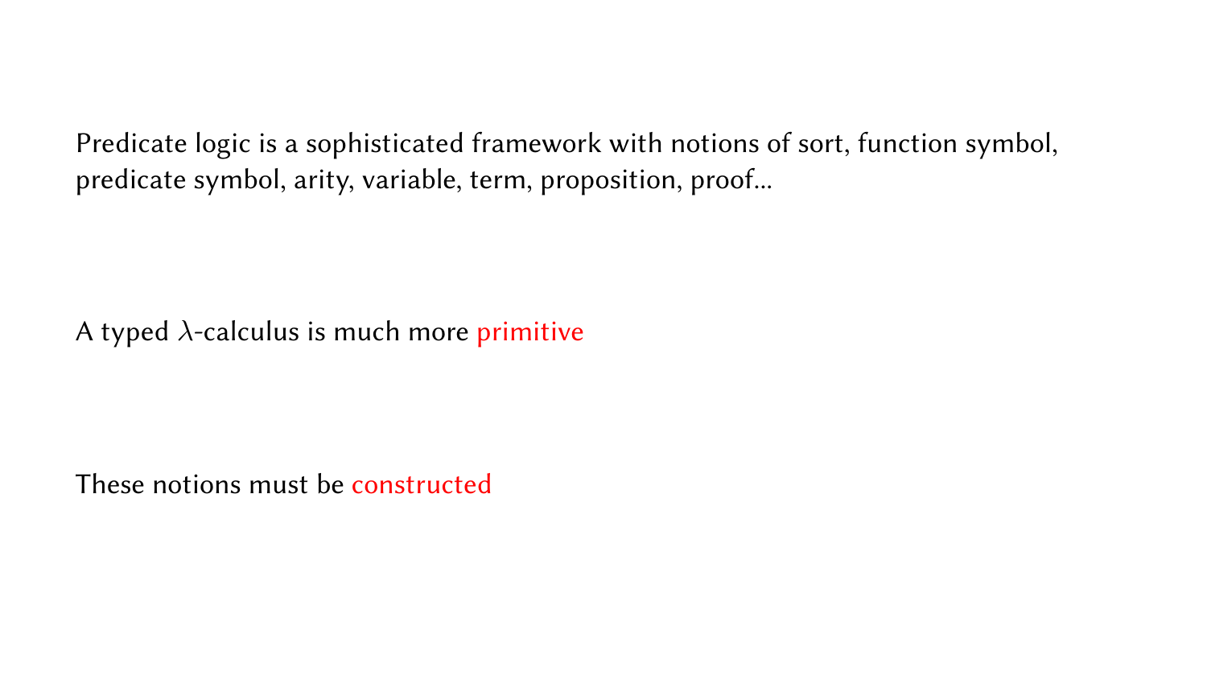Predicate logic is a sophisticated framework with notions of sort, function symbol, predicate symbol, arity, variable, term, proposition, proof...

A typed $\lambda$-calculus is much more primitive

These notions must be constructed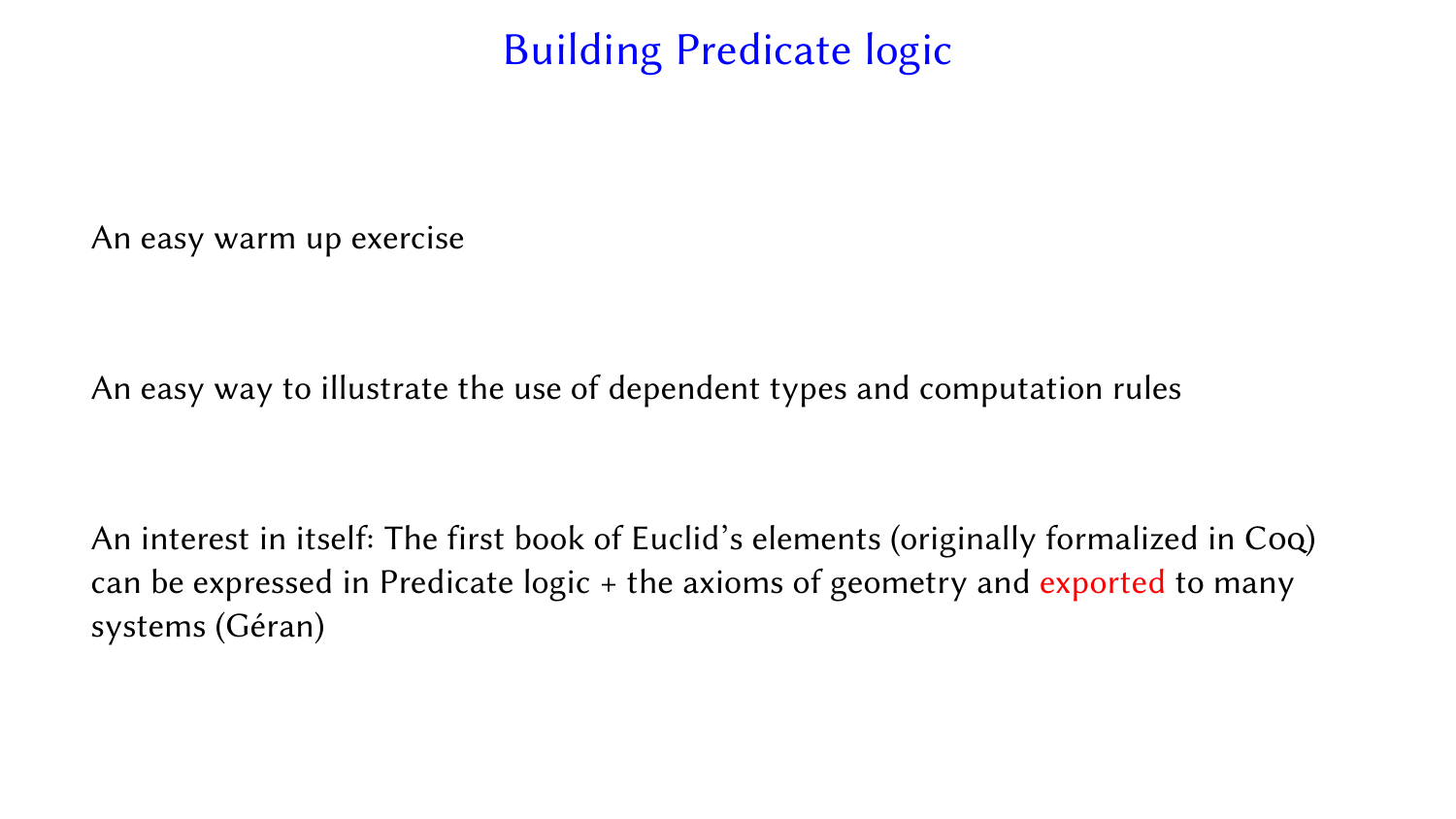# Building Predicate logic

An easy warm up exercise

An easy way to illustrate the use of dependent types and computation rules

An interest in itself: The first book of Euclid's elements (originally formalized in Coq) can be expressed in Predicate logic + the axioms of geometry and exported to many systems (Géran)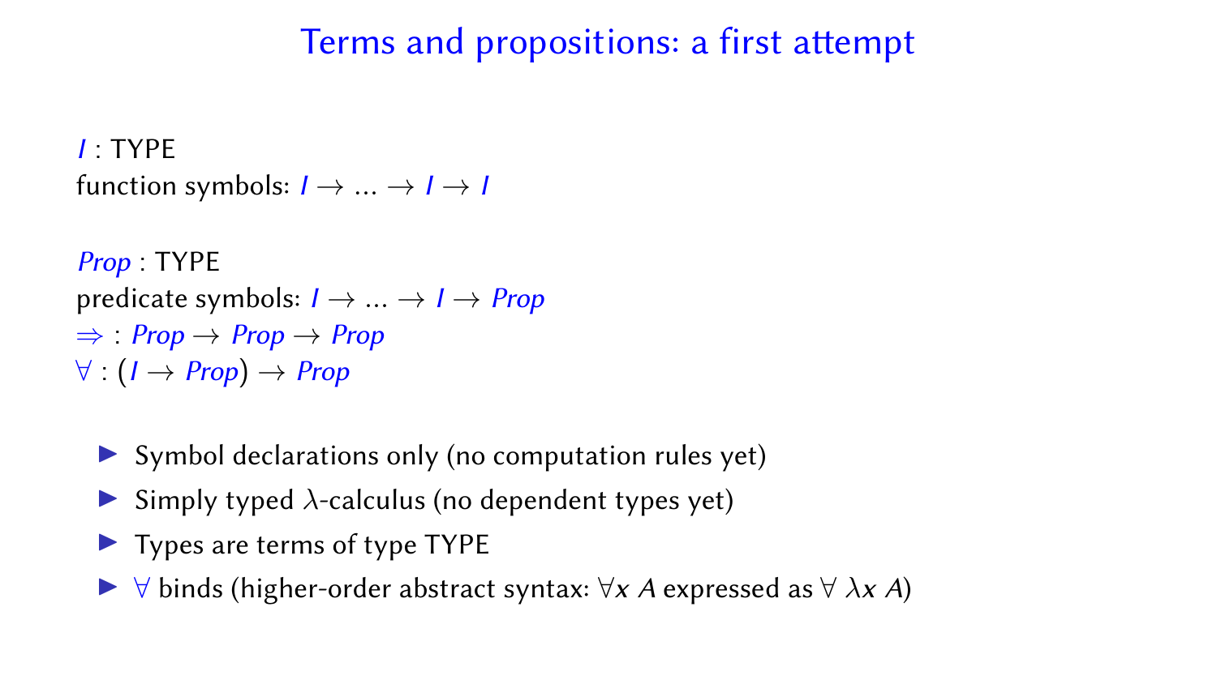# Terms and propositions: a first attempt

$I$ : TYPE
function symbols: $I \to \ldots \to I \to I$

$Prop$ : TYPE
predicate symbols: $I \to \ldots \to I \to Prop$
$\Rightarrow$ : $Prop \to Prop \to Prop$
$\forall$ : $(I \to Prop) \to Prop$

- Symbol declarations only (no computation rules yet)
- Simply typed $\lambda$-calculus (no dependent types yet)
- Types are terms of type TYPE
- $\forall$ binds (higher-order abstract syntax: $\forall x\ A$ expressed as $\forall\ \lambda x\ A$)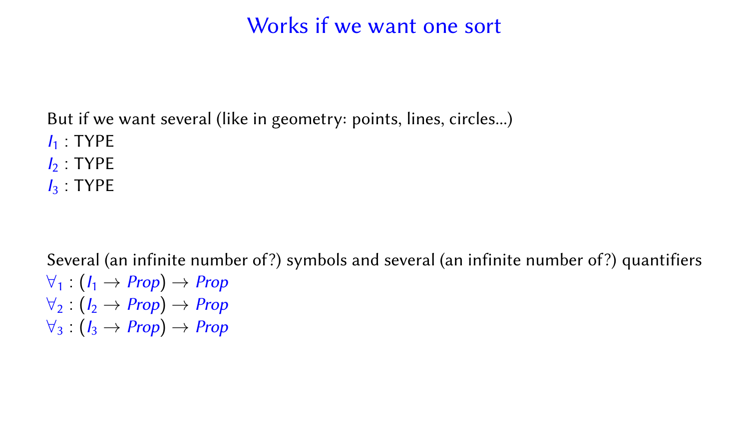# Works if we want one sort

But if we want several (like in geometry: points, lines, circles...)

$I_1$ : TYPE
$I_2$ : TYPE
$I_3$ : TYPE

Several (an infinite number of?) symbols and several (an infinite number of?) quantifiers

$\forall_1 : (I_1 \to Prop) \to Prop$
$\forall_2 : (I_2 \to Prop) \to Prop$
$\forall_3 : (I_3 \to Prop) \to Prop$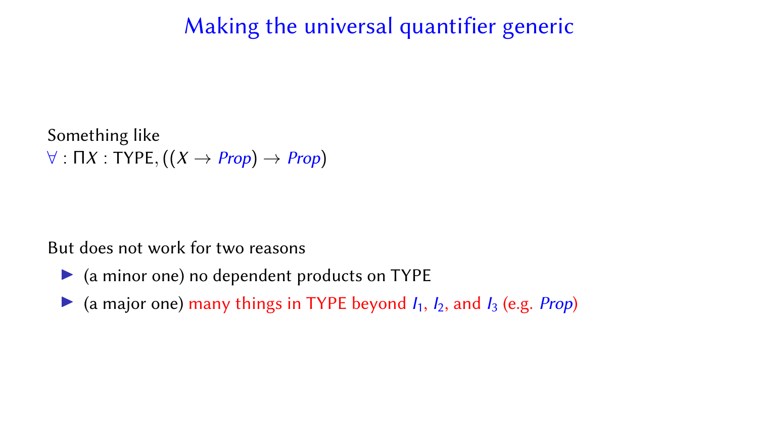# Making the universal quantifier generic

Something like
$\forall : \Pi X : \mathsf{TYPE}, ((X \to \mathit{Prop}) \to \mathit{Prop})$

But does not work for two reasons

- (a minor one) no dependent products on TYPE
- (a major one) many things in TYPE beyond $I_1$, $I_2$, and $I_3$ (e.g. $\mathit{Prop}$)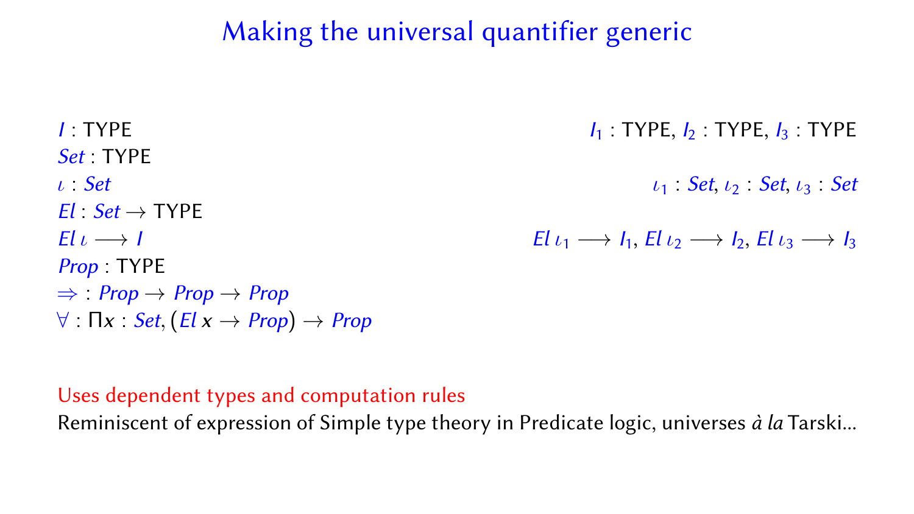# Making the universal quantifier generic

$I : \mathsf{TYPE}$
$Set : \mathsf{TYPE}$
$\iota : Set$
$El : Set \to \mathsf{TYPE}$
$El\ \iota \longrightarrow I$
$Prop : \mathsf{TYPE}$
$\Rightarrow\ : Prop \to Prop \to Prop$
$\forall : \Pi x : Set, (El\ x \to Prop) \to Prop$

$I_1 : \mathsf{TYPE},\ I_2 : \mathsf{TYPE},\ I_3 : \mathsf{TYPE}$

$\iota_1 : Set,\ \iota_2 : Set,\ \iota_3 : Set$

$El\ \iota_1 \longrightarrow I_1,\ El\ \iota_2 \longrightarrow I_2,\ El\ \iota_3 \longrightarrow I_3$

Uses dependent types and computation rules

Reminiscent of expression of Simple type theory in Predicate logic, universes *à la* Tarski...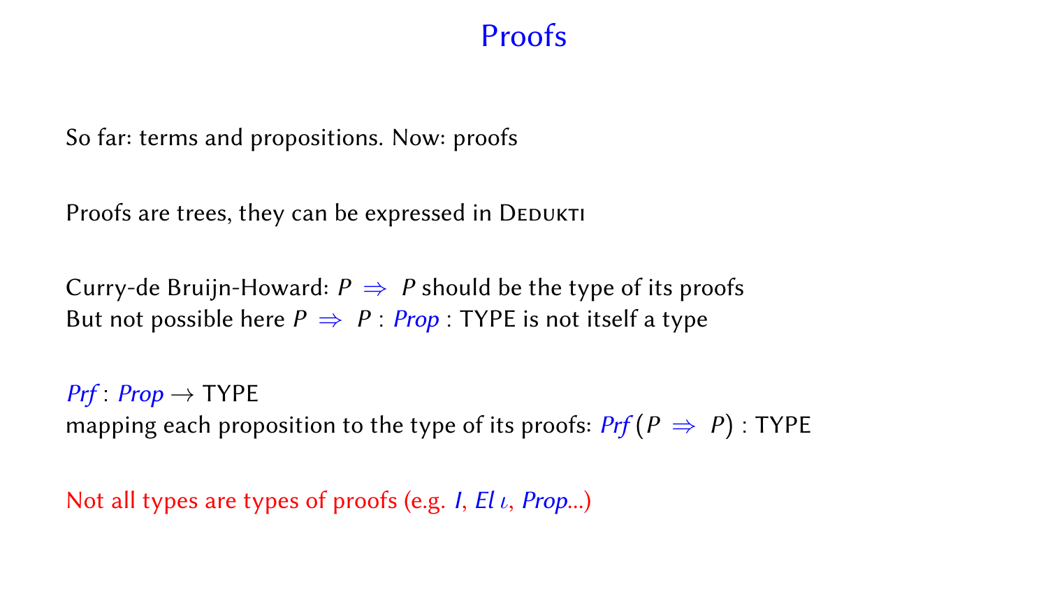# Proofs

So far: terms and propositions. Now: proofs

Proofs are trees, they can be expressed in Dedukti

Curry-de Bruijn-Howard: $P \Rightarrow P$ should be the type of its proofs
But not possible here $P \Rightarrow P : \mathit{Prop} : \mathsf{TYPE}$ is not itself a type

$\mathit{Prf} : \mathit{Prop} \rightarrow \mathsf{TYPE}$
mapping each proposition to the type of its proofs: $\mathit{Prf}\,(P \Rightarrow P) : \mathsf{TYPE}$

Not all types are types of proofs (e.g. $I$, $\mathit{El}\,\iota$, $\mathit{Prop}$...)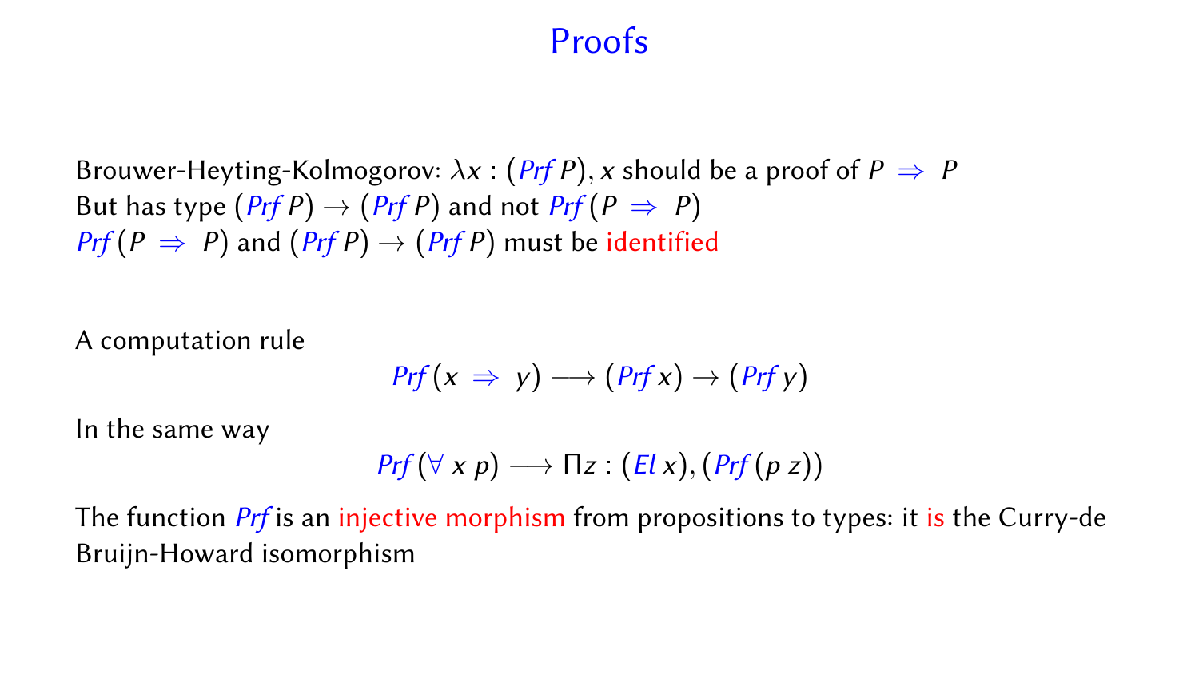# Proofs

Brouwer-Heyting-Kolmogorov: $\lambda x : (\mathit{Prf}\ P), x$ should be a proof of $P \Rightarrow P$
But has type $(\mathit{Prf}\ P) \to (\mathit{Prf}\ P)$ and not $\mathit{Prf}\ (P \Rightarrow P)$
$\mathit{Prf}\ (P \Rightarrow P)$ and $(\mathit{Prf}\ P) \to (\mathit{Prf}\ P)$ must be identified

A computation rule

$$\mathit{Prf}\ (x \Rightarrow y) \longrightarrow (\mathit{Prf}\ x) \to (\mathit{Prf}\ y)$$

In the same way

$$\mathit{Prf}\ (\forall\ x\ p) \longrightarrow \Pi z : (\mathit{El}\ x), (\mathit{Prf}\ (p\ z))$$

The function $\mathit{Prf}$ is an injective morphism from propositions to types: it is the Curry-de Bruijn-Howard isomorphism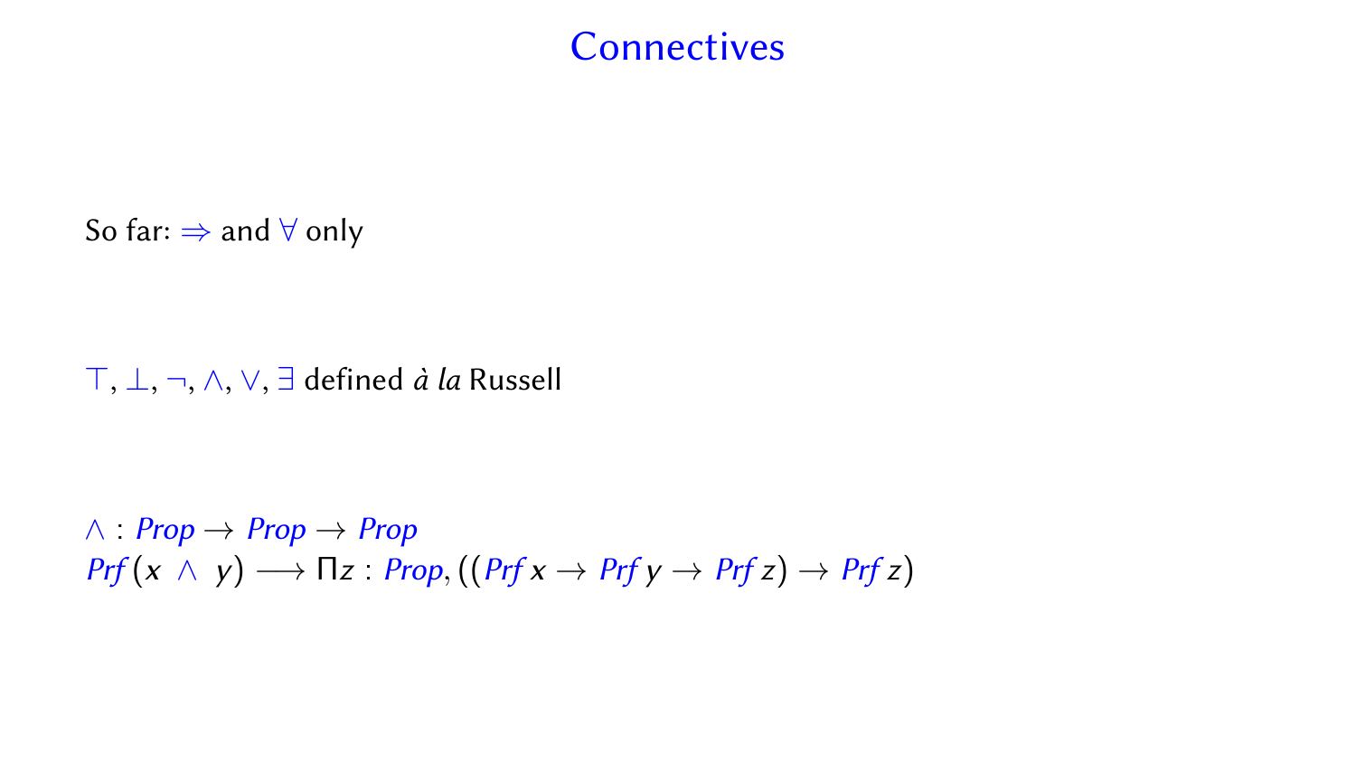# Connectives

So far: $\Rightarrow$ and $\forall$ only

$\top, \bot, \neg, \wedge, \vee, \exists$ defined *à la* Russell

$\wedge : \mathit{Prop} \to \mathit{Prop} \to \mathit{Prop}$
$\mathit{Prf}\,(x \;\wedge\; y) \longrightarrow \Pi z : \mathit{Prop}, ((\mathit{Prf}\; x \to \mathit{Prf}\; y \to \mathit{Prf}\; z) \to \mathit{Prf}\; z)$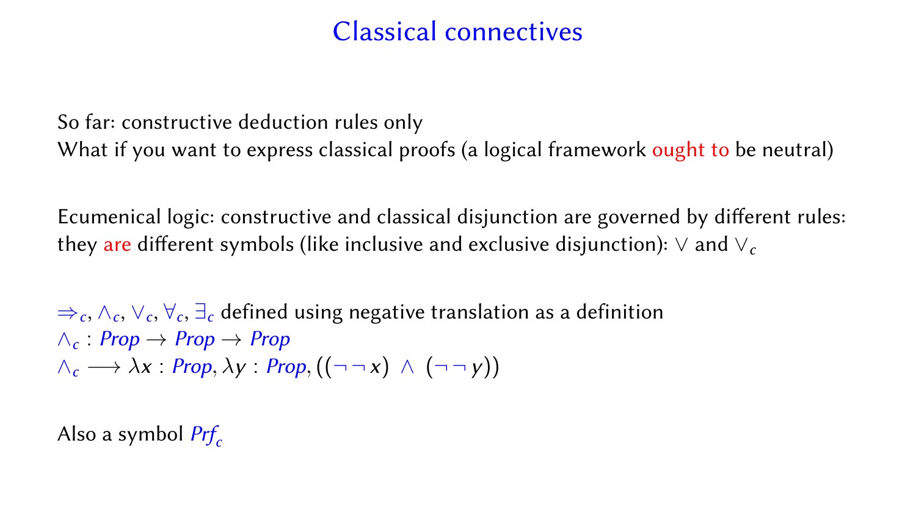# Classical connectives

So far: constructive deduction rules only
What if you want to express classical proofs (a logical framework ought to be neutral)

Ecumenical logic: constructive and classical disjunction are governed by different rules: they are different symbols (like inclusive and exclusive disjunction): $\vee$ and $\vee_c$

$\Rightarrow_c, \wedge_c, \vee_c, \forall_c, \exists_c$ defined using negative translation as a definition
$\wedge_c : Prop \rightarrow Prop \rightarrow Prop$
$\wedge_c \longrightarrow \lambda x : Prop, \lambda y : Prop, ((\neg\neg x) \ \wedge \ (\neg\neg y))$

Also a symbol $Prf_c$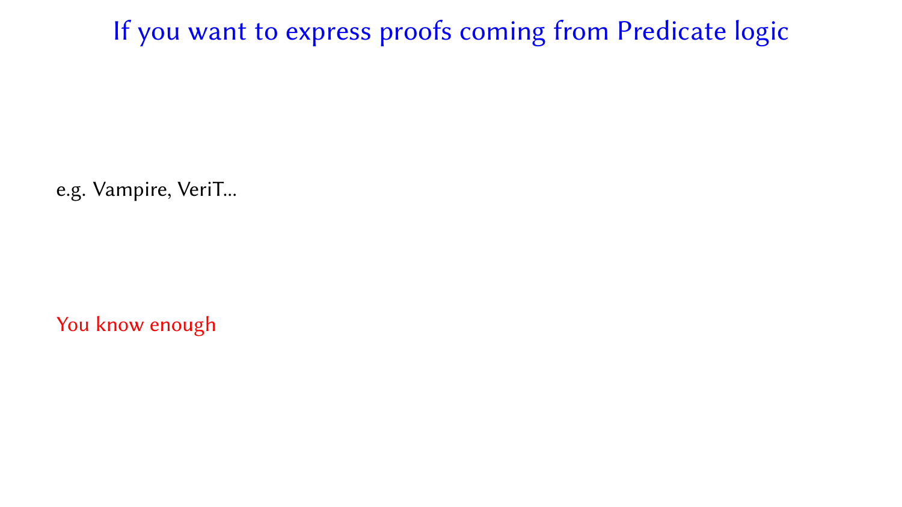# If you want to express proofs coming from Predicate logic

e.g. Vampire, VeriT...

You know enough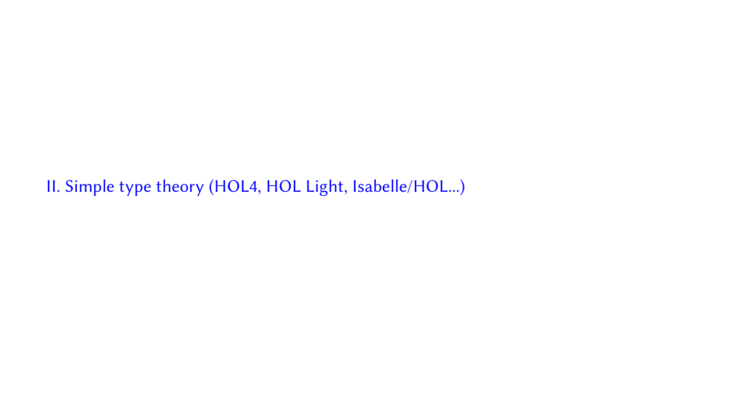## II. Simple type theory (HOL4, HOL Light, Isabelle/HOL...)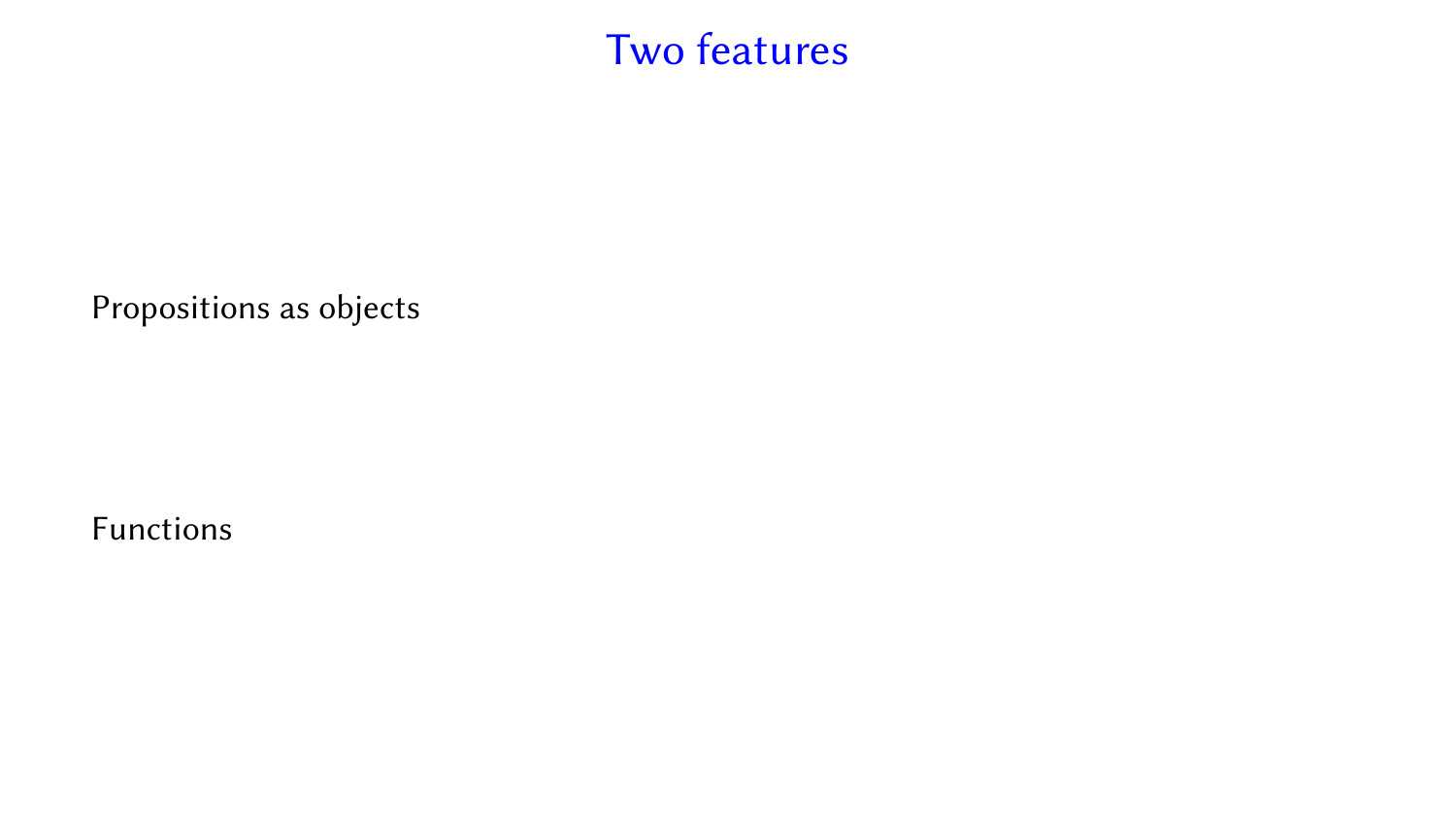# Two features

Propositions as objects

Functions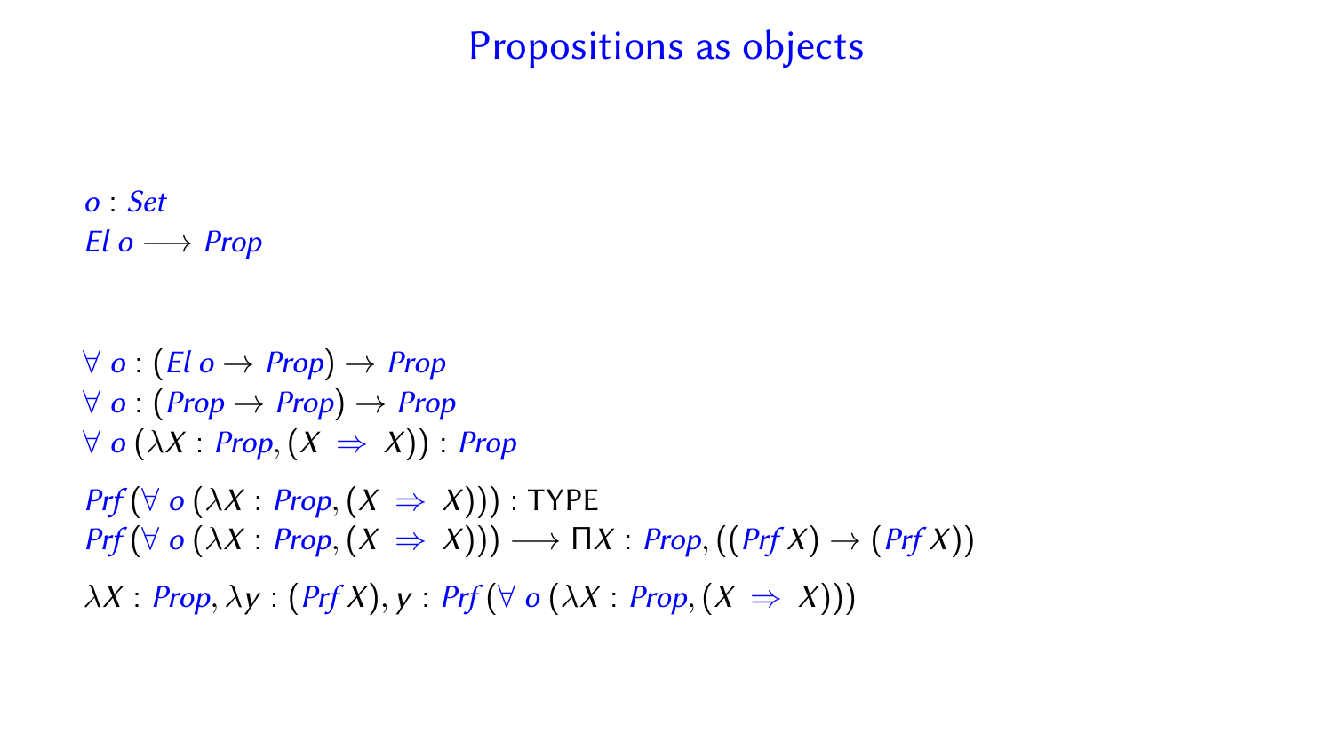# Propositions as objects

$o : Set$
$El\ o \longrightarrow Prop$

$\forall\ o : (El\ o \to Prop) \to Prop$
$\forall\ o : (Prop \to Prop) \to Prop$
$\forall\ o\ (\lambda X : Prop, (X\ \Rightarrow\ X)) : Prop$

$Prf\,(\forall\ o\ (\lambda X : Prop, (X\ \Rightarrow\ X))) : \mathsf{TYPE}$
$Prf\,(\forall\ o\ (\lambda X : Prop, (X\ \Rightarrow\ X))) \longrightarrow \Pi X : Prop, ((Prf\,X) \to (Prf\,X))$

$\lambda X : Prop, \lambda y : (Prf\,X), y : Prf\,(\forall\ o\ (\lambda X : Prop, (X\ \Rightarrow\ X)))$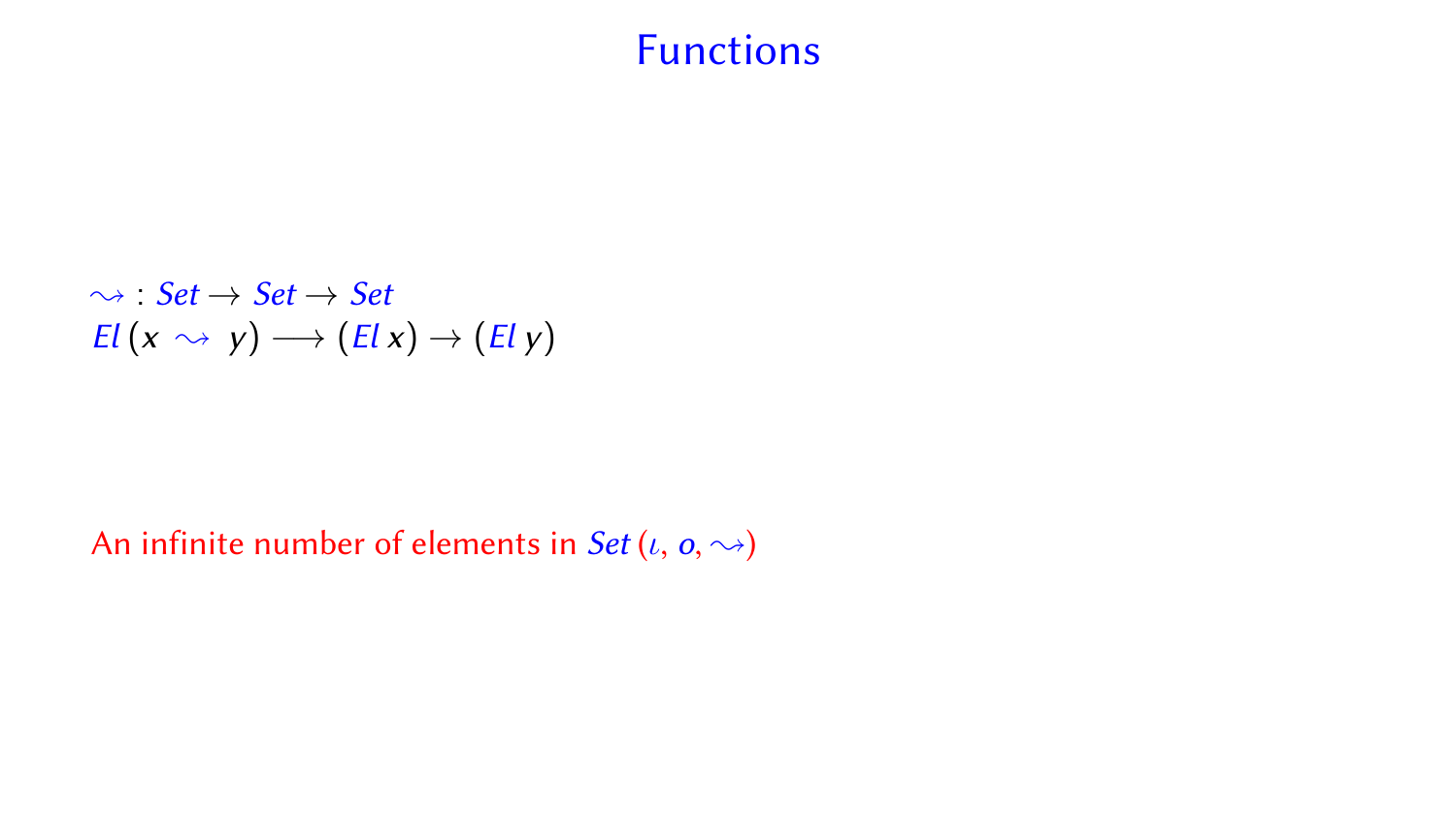# Functions

$\leadsto : Set \to Set \to Set$
$El\,(x \leadsto y) \longrightarrow (El\,x) \to (El\,y)$

An infinite number of elements in $Set$ ($\iota$, $o$, $\leadsto$)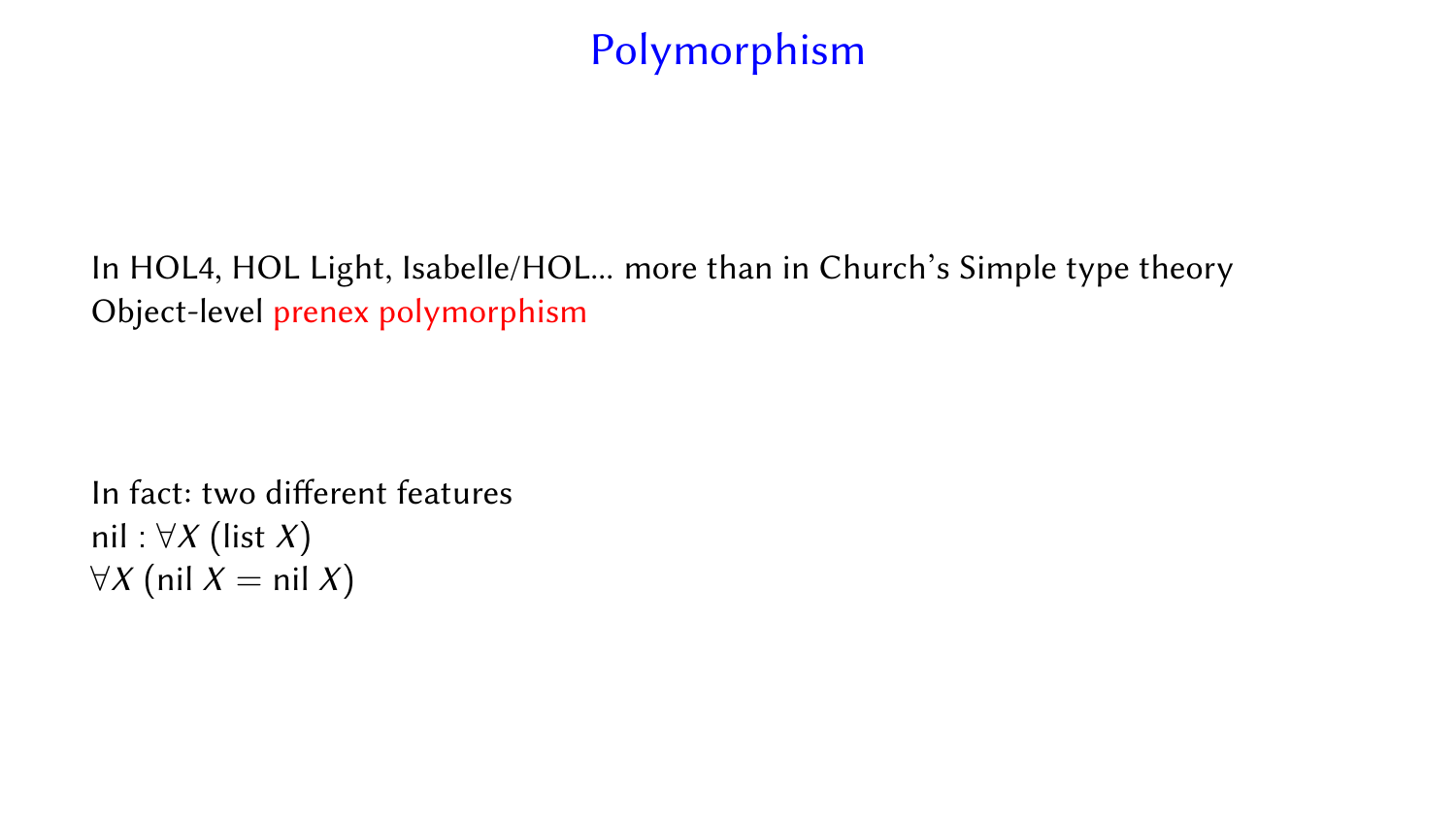# Polymorphism

In HOL4, HOL Light, Isabelle/HOL... more than in Church's Simple type theory
Object-level prenex polymorphism

In fact: two different features
$\text{nil} : \forall X\ (\text{list}\ X)$
$\forall X\ (\text{nil}\ X = \text{nil}\ X)$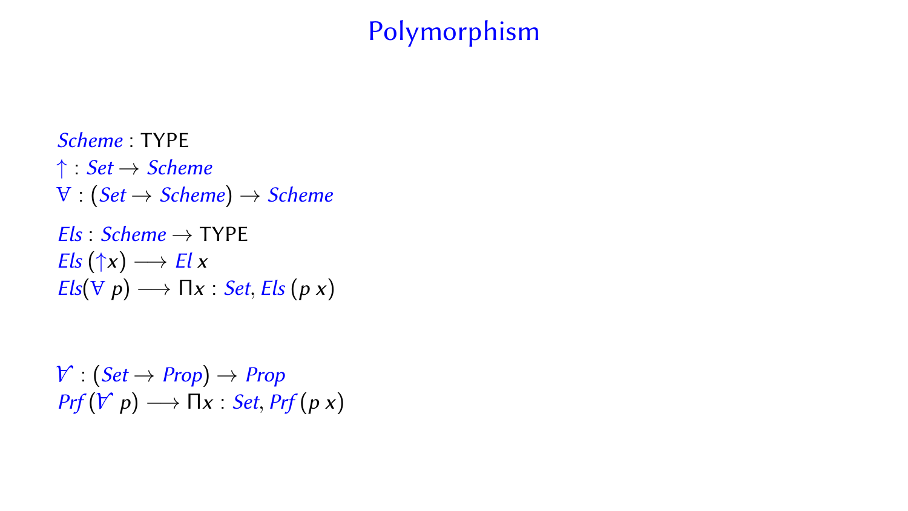# Polymorphism

$\mathit{Scheme} : \mathsf{TYPE}$
$\uparrow : \mathit{Set} \to \mathit{Scheme}$
$\forall : (\mathit{Set} \to \mathit{Scheme}) \to \mathit{Scheme}$

$\mathit{Els} : \mathit{Scheme} \to \mathsf{TYPE}$
$\mathit{Els}\,(\uparrow x) \longrightarrow \mathit{El}\; x$
$\mathit{Els}(\forall\; p) \longrightarrow \Pi x : \mathit{Set}, \mathit{Els}\,(p\; x)$

$\dot\forall : (\mathit{Set} \to \mathit{Prop}) \to \mathit{Prop}$
$\mathit{Prf}\,(\dot\forall\; p) \longrightarrow \Pi x : \mathit{Set}, \mathit{Prf}\,(p\; x)$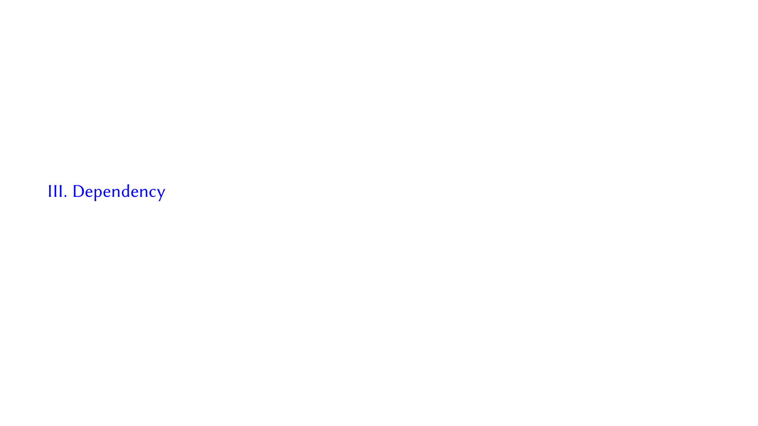# III. Dependency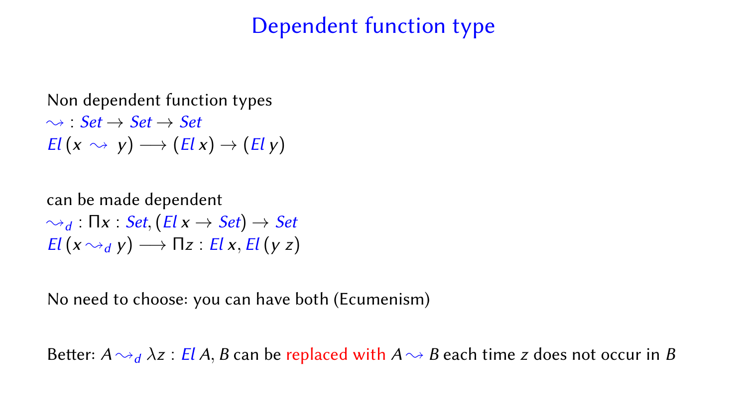# Dependent function type

Non dependent function types

$\leadsto : Set \to Set \to Set$

$El\,(x \leadsto y) \longrightarrow (El\,x) \to (El\,y)$

can be made dependent

$\leadsto_d : \Pi x : Set, (El\,x \to Set) \to Set$

$El\,(x \leadsto_d y) \longrightarrow \Pi z : El\,x, El\,(y\;z)$

No need to choose: you can have both (Ecumenism)

Better: $A \leadsto_d \lambda z : El\,A, B$ can be replaced with $A \leadsto B$ each time $z$ does not occur in $B$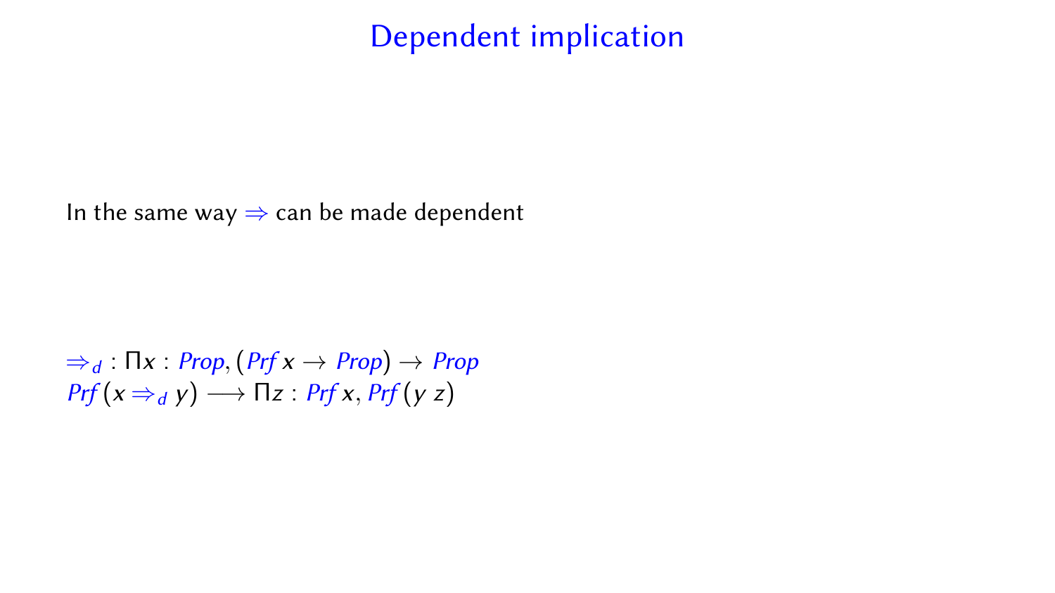# Dependent implication

In the same way $\Rightarrow$ can be made dependent

$\Rightarrow_d : \Pi x : \mathit{Prop}, (\mathit{Prf}\, x \to \mathit{Prop}) \to \mathit{Prop}$
$\mathit{Prf}\, (x \Rightarrow_d y) \longrightarrow \Pi z : \mathit{Prf}\, x, \mathit{Prf}\, (y\ z)$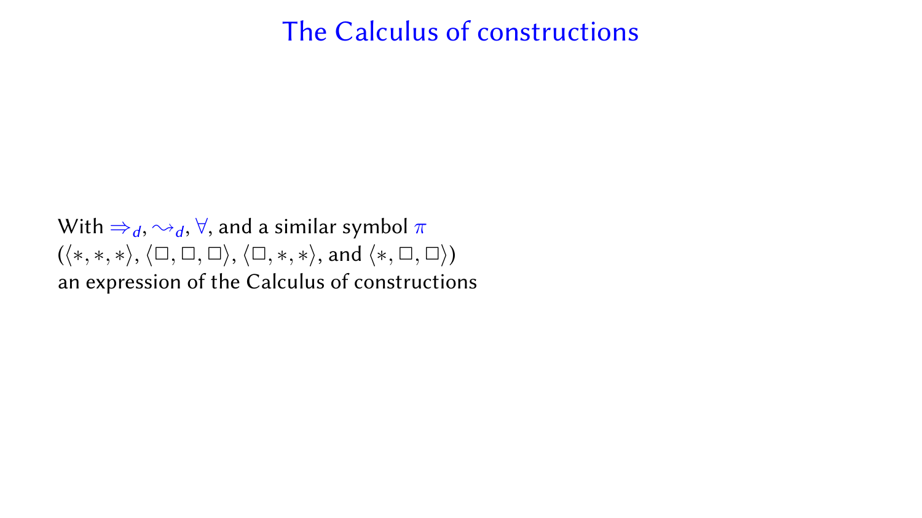# The Calculus of constructions

With $\Rightarrow_d$, $\rightsquigarrow_d$, $\forall$, and a similar symbol $\pi$
($\langle *, *, * \rangle$, $\langle \Box, \Box, \Box \rangle$, $\langle \Box, *, * \rangle$, and $\langle *, \Box, \Box \rangle$)
an expression of the Calculus of constructions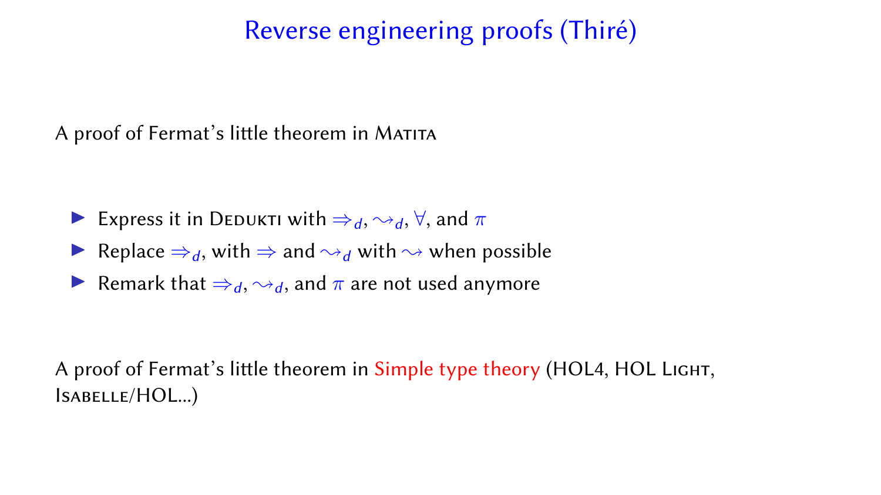# Reverse engineering proofs (Thiré)

A proof of Fermat's little theorem in Matita

- Express it in Dedukti with $\Rightarrow_d$, $\rightsquigarrow_d$, $\forall$, and $\pi$
- Replace $\Rightarrow_d$, with $\Rightarrow$ and $\rightsquigarrow_d$ with $\rightsquigarrow$ when possible
- Remark that $\Rightarrow_d$, $\rightsquigarrow_d$, and $\pi$ are not used anymore

A proof of Fermat's little theorem in Simple type theory (HOL4, HOL Light, Isabelle/HOL...)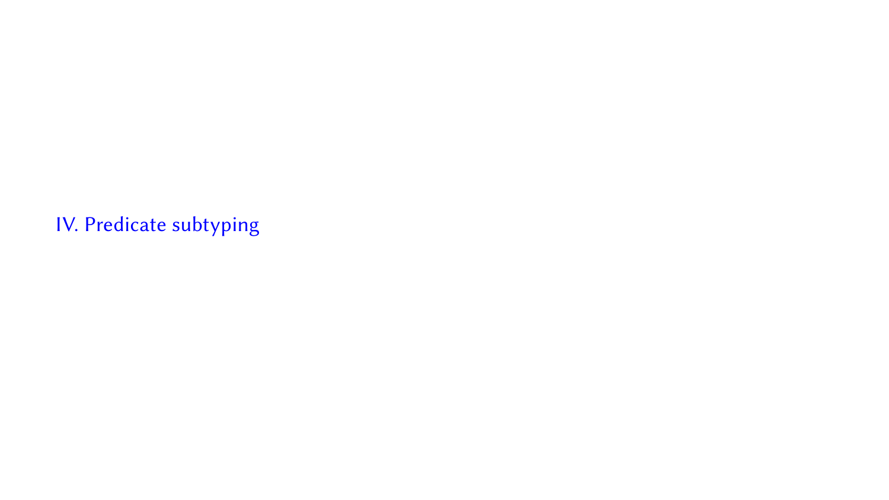# IV. Predicate subtyping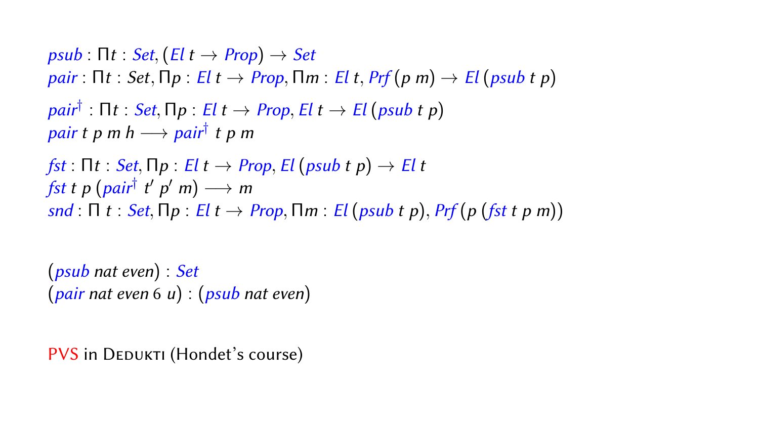$$\mathit{psub} : \Pi t : \mathit{Set}, (\mathit{El}\ t \to \mathit{Prop}) \to \mathit{Set}$$
$$\mathit{pair} : \Pi t : \mathit{Set}, \Pi p : \mathit{El}\ t \to \mathit{Prop}, \Pi m : \mathit{El}\ t, \mathit{Prf}\,(p\ m) \to \mathit{El}\,(\mathit{psub}\ t\ p)$$

$$\mathit{pair}^{\dagger} : \Pi t : \mathit{Set}, \Pi p : \mathit{El}\ t \to \mathit{Prop}, \mathit{El}\ t \to \mathit{El}\,(\mathit{psub}\ t\ p)$$
$$\mathit{pair}\ t\ p\ m\ h \longrightarrow \mathit{pair}^{\dagger}\ t\ p\ m$$

$$\mathit{fst} : \Pi t : \mathit{Set}, \Pi p : \mathit{El}\ t \to \mathit{Prop}, \mathit{El}\,(\mathit{psub}\ t\ p) \to \mathit{El}\ t$$
$$\mathit{fst}\ t\ p\ (\mathit{pair}^{\dagger}\ t'\ p'\ m) \longrightarrow m$$
$$\mathit{snd} : \Pi\ t : \mathit{Set}, \Pi p : \mathit{El}\ t \to \mathit{Prop}, \Pi m : \mathit{El}\,(\mathit{psub}\ t\ p), \mathit{Prf}\,(p\ (\mathit{fst}\ t\ p\ m))$$

$$(\mathit{psub}\ \mathit{nat}\ \mathit{even}) : \mathit{Set}$$
$$(\mathit{pair}\ \mathit{nat}\ \mathit{even}\ 6\ u) : (\mathit{psub}\ \mathit{nat}\ \mathit{even})$$

PVS in Dedukti (Hondet's course)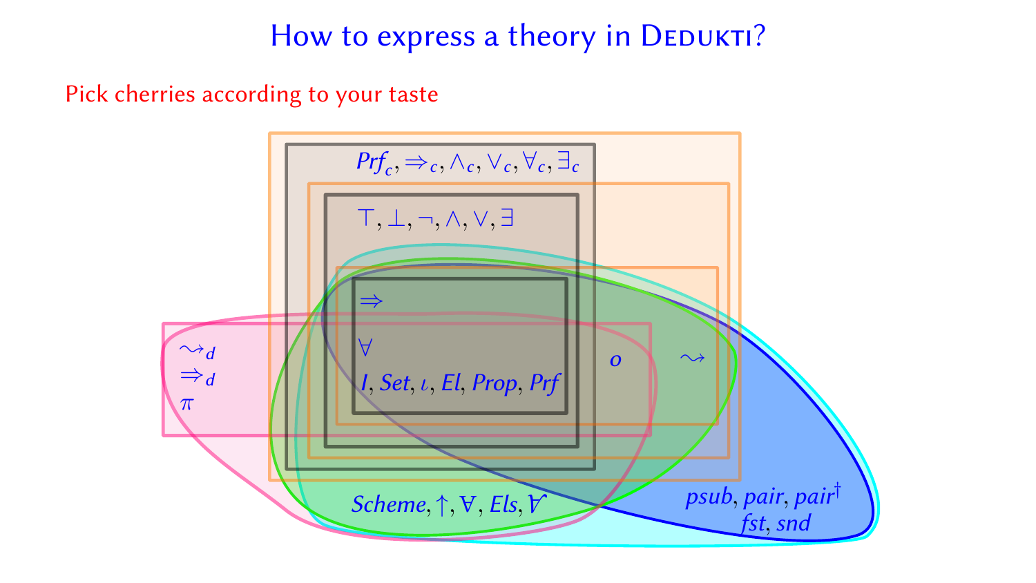# How to express a theory in Dedukti?

Pick cherries according to your taste

$Prf_c, \Rightarrow_c, \wedge_c, \vee_c, \forall_c, \exists_c$

$\top, \bot, \neg, \wedge, \vee, \exists$

$\Rightarrow$

$\forall$

$I, Set, \iota, El, Prop, Prf$

$o$

$\leadsto$

$\leadsto_d$

$\Rightarrow_d$

$\pi$

$Scheme, \uparrow, \forall, Els, \forall$

$psub, pair, pair^\dagger$

$fst, snd$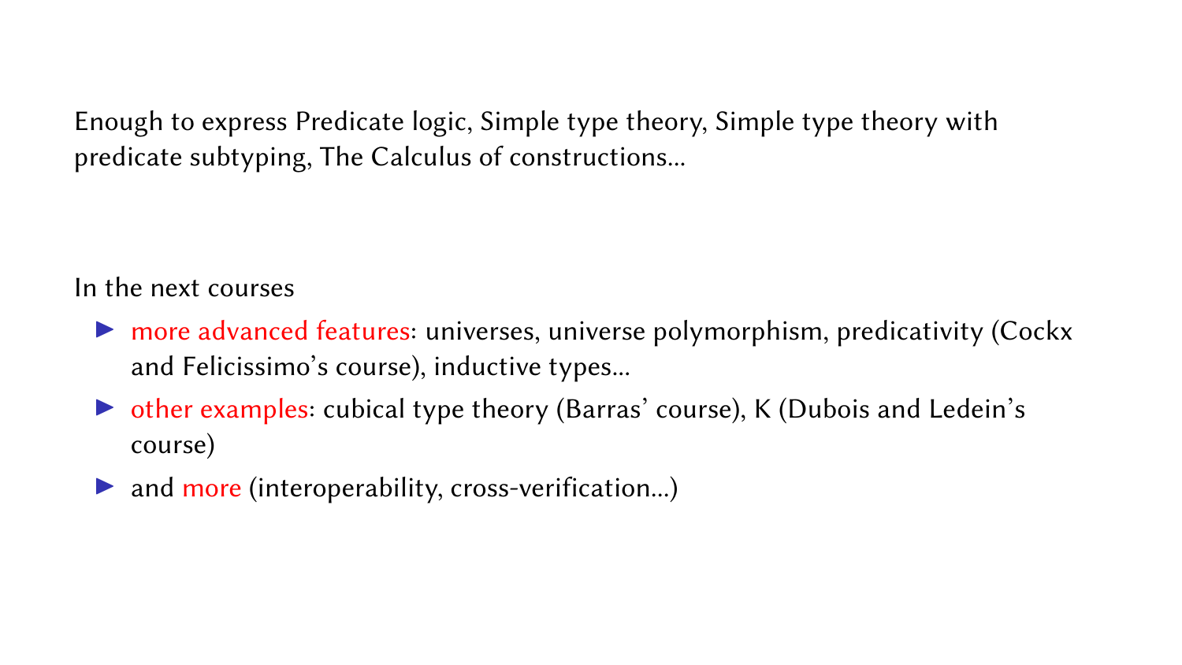Enough to express Predicate logic, Simple type theory, Simple type theory with predicate subtyping, The Calculus of constructions...

In the next courses

- more advanced features: universes, universe polymorphism, predicativity (Cockx and Felicissimo's course), inductive types...
- other examples: cubical type theory (Barras' course), K (Dubois and Ledein's course)
- and more (interoperability, cross-verification...)